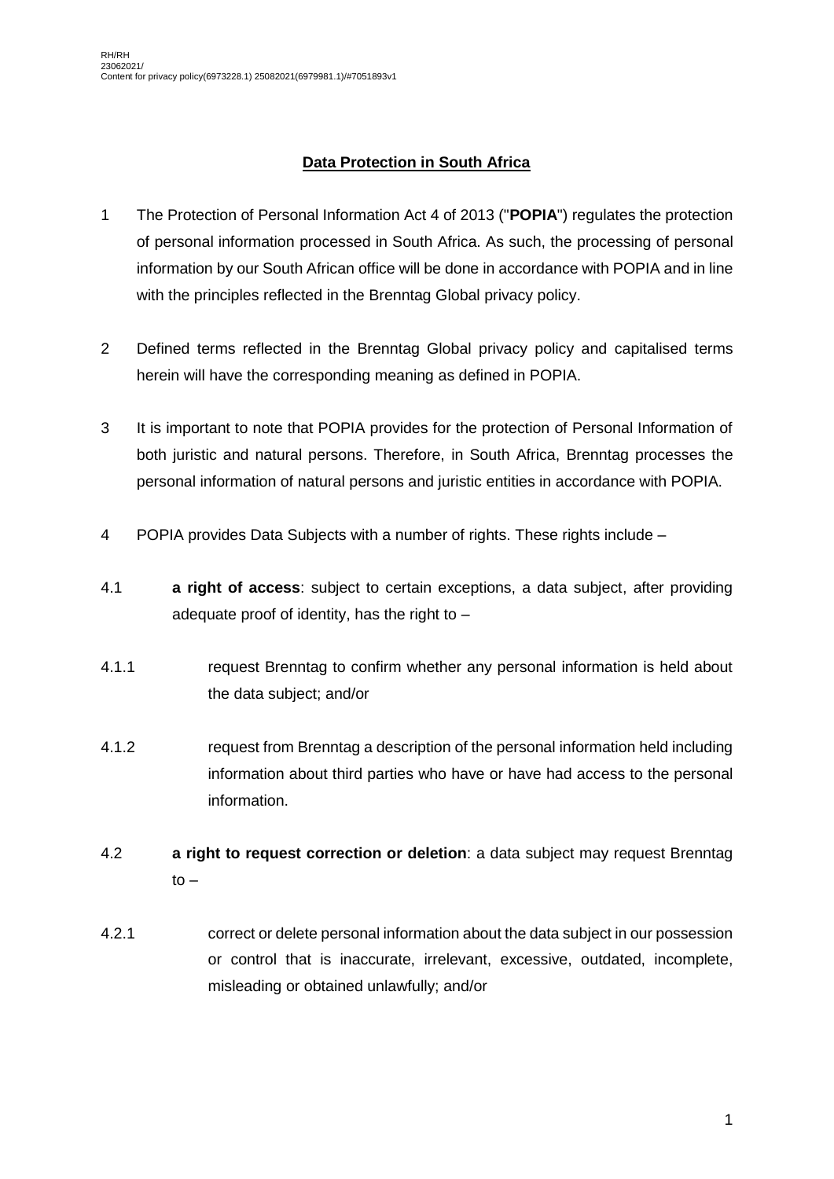## **Data Protection in South Africa**

1 The Protection of Personal Information Act 4 of 2013 ("**POPIA**") regulates the protection of personal information processed in South Africa. As such, the processing of personal information by our South African office will be done in accordance with POPIA and in line with the principles reflected in the Brenntag Global privacy policy.

2 Defined terms reflected in the Brenntag Global privacy policy and capitalised terms herein will have the corresponding meaning as defined in POPIA.

3 It is important to note that POPIA provides for the protection of Personal Information of both juristic and natural persons. Therefore, in South Africa, Brenntag processes the personal information of natural persons and juristic entities in accordance with POPIA.

4 POPIA provides Data Subjects with a number of rights. These rights include –

4.1 **a right of access**: subject to certain exceptions, a data subject, after providing adequate proof of identity, has the right to –

4.1.1 request Brenntag to confirm whether any personal information is held about the data subject; and/or

4.1.2 request from Brenntag a description of the personal information held including information about third parties who have or have had access to the personal information.

4.2 **a right to request correction or deletion**: a data subject may request Brenntag to –

4.2.1 correct or delete personal information about the data subject in our possession or control that is inaccurate, irrelevant, excessive, outdated, incomplete, misleading or obtained unlawfully; and/or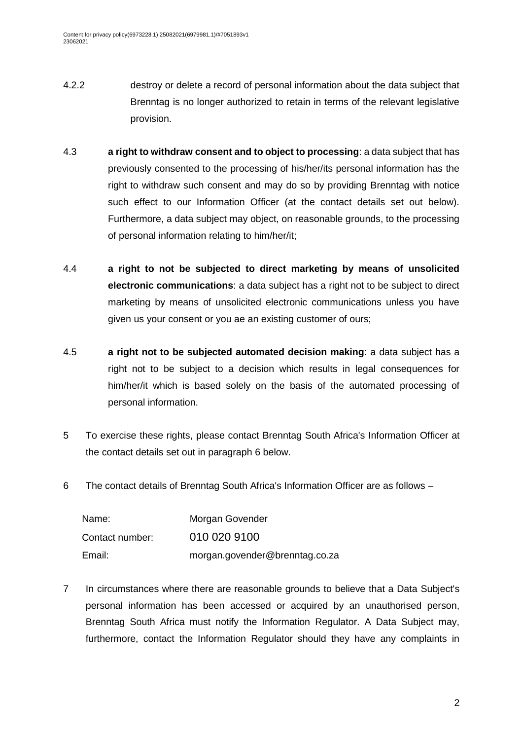4.2.2 destroy or delete a record of personal information about the data subject that Brenntag is no longer authorized to retain in terms of the relevant legislative provision.

4.3 **a right to withdraw consent and to object to processing**: a data subject that has previously consented to the processing of his/her/its personal information has the right to withdraw such consent and may do so by providing Brenntag with notice such effect to our Information Officer (at the contact details set out below). Furthermore, a data subject may object, on reasonable grounds, to the processing of personal information relating to him/her/it;

4.4 **a right to not be subjected to direct marketing by means of unsolicited electronic communications**: a data subject has a right not to be subject to direct marketing by means of unsolicited electronic communications unless you have given us your consent or you ae an existing customer of ours;

4.5 **a right not to be subjected automated decision making**: a data subject has a right not to be subject to a decision which results in legal consequences for him/her/it which is based solely on the basis of the automated processing of personal information.

5 To exercise these rights, please contact Brenntag South Africa's Information Officer at the contact details set out in paragraph 6 below.

6 The contact details of Brenntag South Africa's Information Officer are as follows –

| | |
|---|---|
| Name: | Morgan Govender |
| Contact number: | 010 020 9100 |
| Email: | morgan.govender@brenntag.co.za |

7 In circumstances where there are reasonable grounds to believe that a Data Subject's personal information has been accessed or acquired by an unauthorised person, Brenntag South Africa must notify the Information Regulator. A Data Subject may, furthermore, contact the Information Regulator should they have any complaints in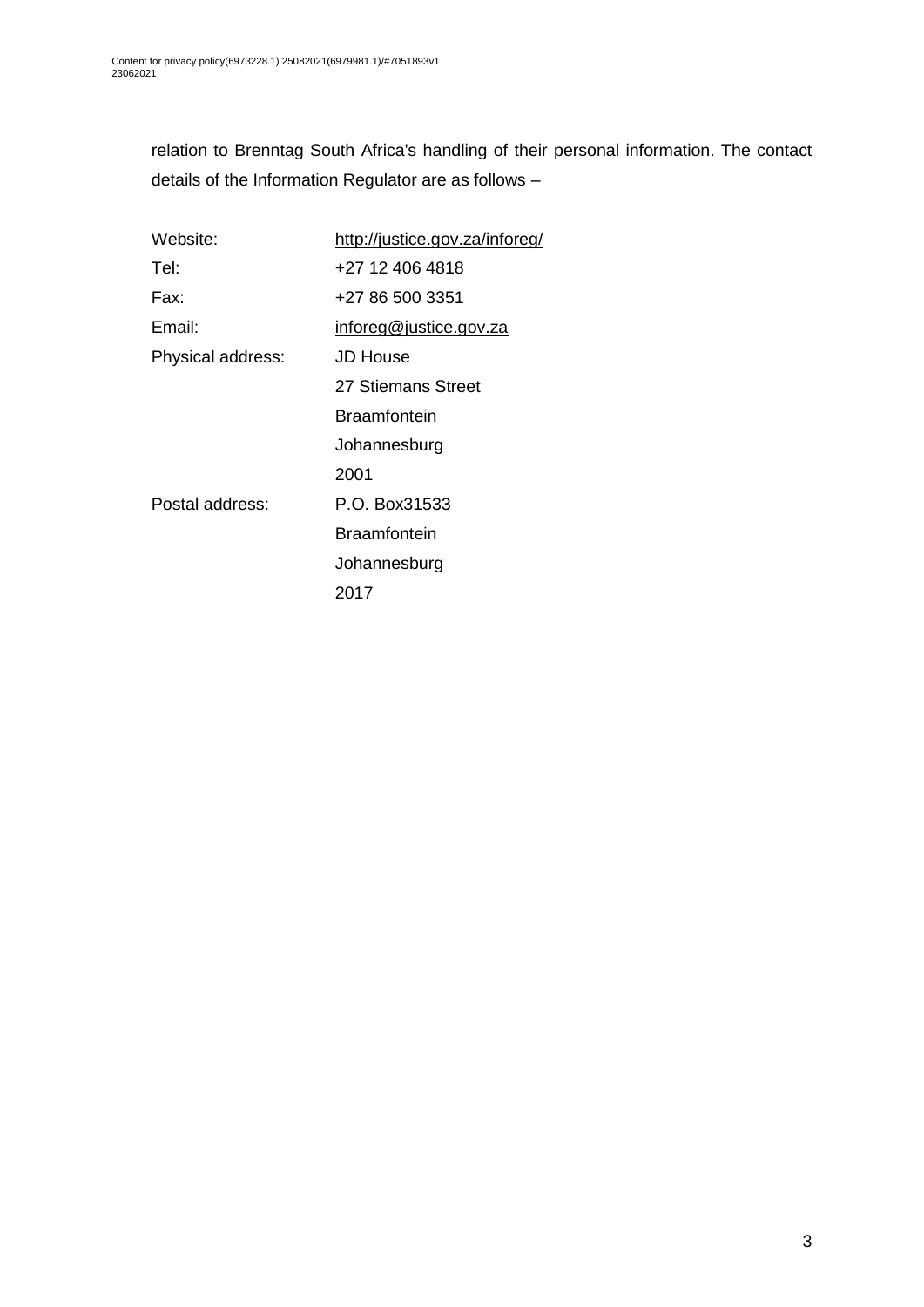relation to Brenntag South Africa's handling of their personal information. The contact details of the Information Regulator are as follows –

| | |
|---|---|
| Website: | http://justice.gov.za/inforeg/ |
| Tel: | +27 12 406 4818 |
| Fax: | +27 86 500 3351 |
| Email: | inforeg@justice.gov.za |
| Physical address: | JD House |
| | 27 Stiemans Street |
| | Braamfontein |
| | Johannesburg |
| | 2001 |
| Postal address: | P.O. Box31533 |
| | Braamfontein |
| | Johannesburg |
| | 2017 |